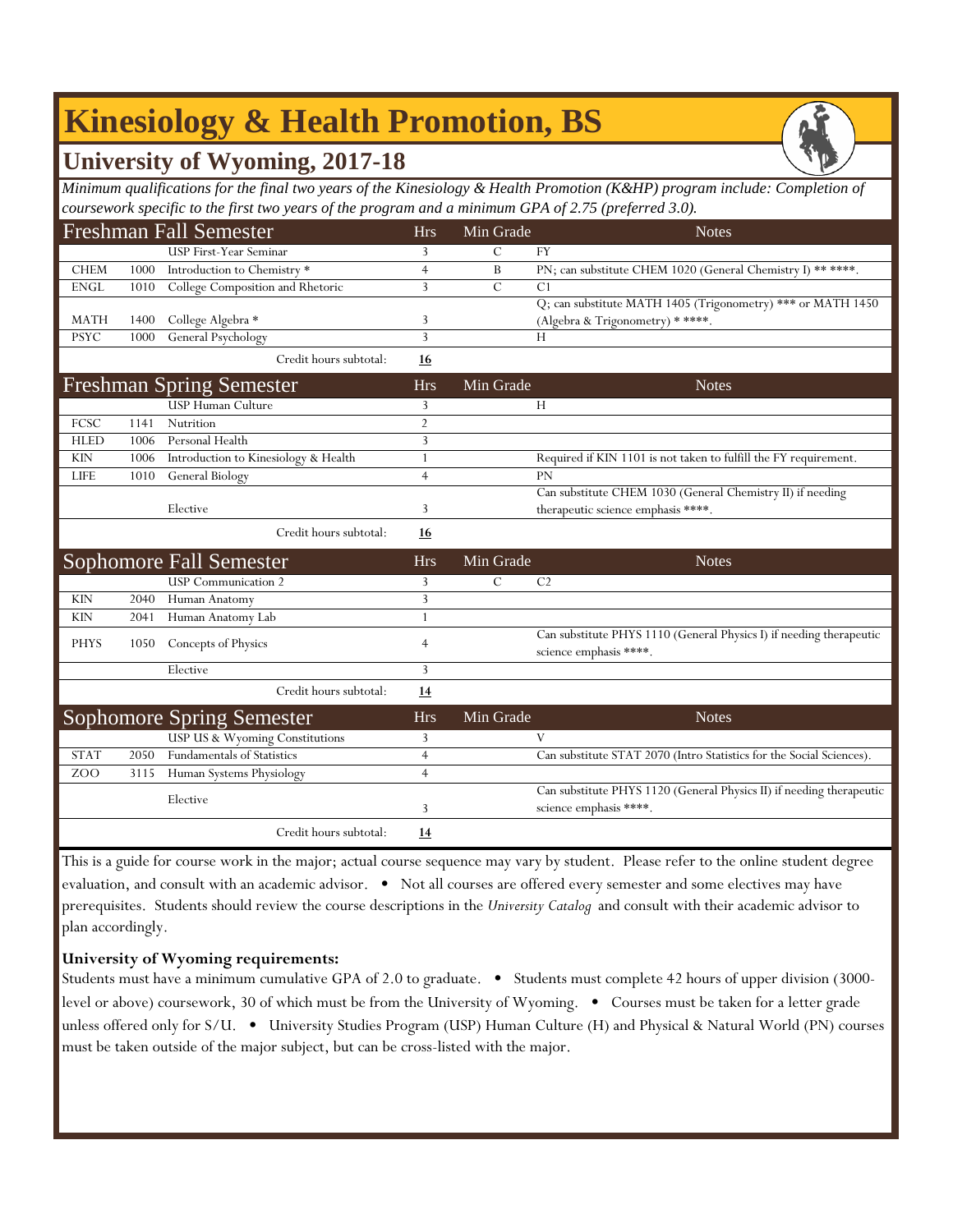# Kinesiology & Health Promotion, BS

## University of Wyoming, 2017-18

*Minimum qualifications for the final two years of the Kinesiology & Health Promotion (K&HP) program include: Completion of coursework specific to the first two years of the program and a minimum GPA of 2.75 (preferred 3.0).*

| Freshman Fall Semester | | | Hrs | Min Grade | Notes |
|---|---|---|---|---|---|
| | | USP First-Year Seminar | 3 | C | FY |
| CHEM | 1000 | Introduction to Chemistry * | 4 | B | PN; can substitute CHEM 1020 (General Chemistry I) ** ****. |
| ENGL | 1010 | College Composition and Rhetoric | 3 | C | C1 |
| MATH | 1400 | College Algebra * | 3 | | Q; can substitute MATH 1405 (Trigonometry) *** or MATH 1450 (Algebra & Trigonometry) * ****. |
| PSYC | 1000 | General Psychology | 3 | | H |
| | | Credit hours subtotal: | **16** | | |

| Freshman Spring Semester | | | Hrs | Min Grade | Notes |
|---|---|---|---|---|---|
| | | USP Human Culture | 3 | | H |
| FCSC | 1141 | Nutrition | 2 | | |
| HLED | 1006 | Personal Health | 3 | | |
| KIN | 1006 | Introduction to Kinesiology & Health | 1 | | Required if KIN 1101 is not taken to fulfill the FY requirement. |
| LIFE | 1010 | General Biology | 4 | | PN |
| | | Elective | 3 | | Can substitute CHEM 1030 (General Chemistry II) if needing therapeutic science emphasis ****. |
| | | Credit hours subtotal: | **16** | | |

| Sophomore Fall Semester | | | Hrs | Min Grade | Notes |
|---|---|---|---|---|---|
| | | USP Communication 2 | 3 | C | C2 |
| KIN | 2040 | Human Anatomy | 3 | | |
| KIN | 2041 | Human Anatomy Lab | 1 | | |
| PHYS | 1050 | Concepts of Physics | 4 | | Can substitute PHYS 1110 (General Physics I) if needing therapeutic science emphasis ****. |
| | | Elective | 3 | | |
| | | Credit hours subtotal: | **14** | | |

| Sophomore Spring Semester | | | Hrs | Min Grade | Notes |
|---|---|---|---|---|---|
| | | USP US & Wyoming Constitutions | 3 | | V |
| STAT | 2050 | Fundamentals of Statistics | 4 | | Can substitute STAT 2070 (Intro Statistics for the Social Sciences). |
| ZOO | 3115 | Human Systems Physiology | 4 | | |
| | | Elective | 3 | | Can substitute PHYS 1120 (General Physics II) if needing therapeutic science emphasis ****. |
| | | Credit hours subtotal: | **14** | | |

This is a guide for course work in the major; actual course sequence may vary by student. Please refer to the online student degree evaluation, and consult with an academic advisor. • Not all courses are offered every semester and some electives may have prerequisites. Students should review the course descriptions in the *University Catalog* and consult with their academic advisor to plan accordingly.

**University of Wyoming requirements:**

Students must have a minimum cumulative GPA of 2.0 to graduate. • Students must complete 42 hours of upper division (3000-level or above) coursework, 30 of which must be from the University of Wyoming. • Courses must be taken for a letter grade unless offered only for S/U. • University Studies Program (USP) Human Culture (H) and Physical & Natural World (PN) courses must be taken outside of the major subject, but can be cross-listed with the major.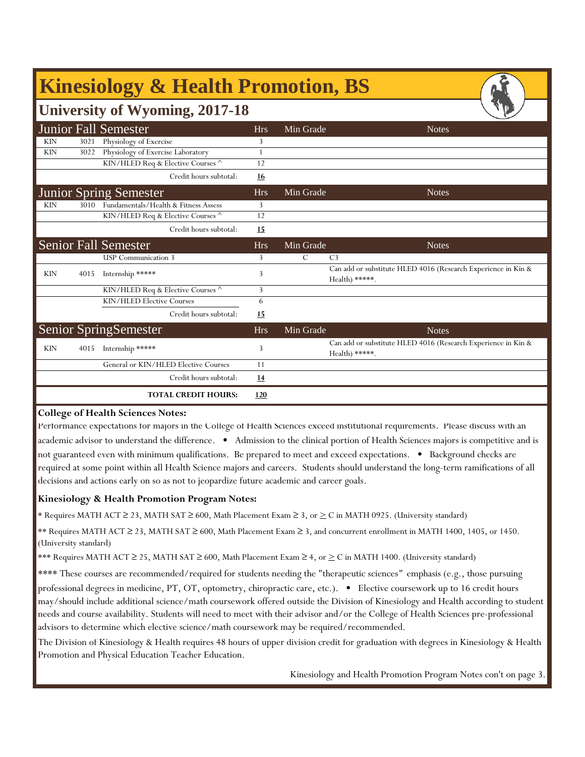# Kinesiology & Health Promotion, BS

## University of Wyoming, 2017-18

| Junior Fall Semester | | | Hrs | Min Grade | Notes |
|---|---|---|---|---|---|
| KIN | 3021 | Physiology of Exercise | 3 | | |
| KIN | 3022 | Physiology of Exercise Laboratory | 1 | | |
| | | KIN/HLED Req & Elective Courses ^ | 12 | | |
| | | Credit hours subtotal: | **16** | | |

| Junior Spring Semester | | | Hrs | Min Grade | Notes |
|---|---|---|---|---|---|
| KIN | 3010 | Fundamentals/Health & Fitness Assess | 3 | | |
| | | KIN/HLED Req & Elective Courses ^ | 12 | | |
| | | Credit hours subtotal: | **15** | | |

| Senior Fall Semester | | | Hrs | Min Grade | Notes |
|---|---|---|---|---|---|
| | | USP Communication 3 | 3 | C | C3 |
| KIN | 4015 | Internship ***** | 3 | | Can add or substitute HLED 4016 (Research Experience in Kin & Health) *****. |
| | | KIN/HLED Req & Elective Courses ^ | 3 | | |
| | | KIN/HLED Elective Courses | 6 | | |
| | | Credit hours subtotal: | **15** | | |

| Senior Spring Semester | | | Hrs | Min Grade | Notes |
|---|---|---|---|---|---|
| KIN | 4015 | Internship ***** | 3 | | Can add or substitute HLED 4016 (Research Experience in Kin & Health) *****. |
| | | General or KIN/HLED Elective Courses | 11 | | |
| | | Credit hours subtotal: | **14** | | |
| | | **TOTAL CREDIT HOURS:** | **120** | | |

**College of Health Sciences Notes:**

Performance expectations for majors in the College of Health Sciences exceed institutional requirements. Please discuss with an academic advisor to understand the difference. • Admission to the clinical portion of Health Sciences majors is competitive and is not guaranteed even with minimum qualifications. Be prepared to meet and exceed expectations. • Background checks are required at some point within all Health Science majors and careers. Students should understand the long-term ramifications of all decisions and actions early on so as not to jeopardize future academic and career goals.

**Kinesiology & Health Promotion Program Notes:**

* Requires MATH ACT ≥ 23, MATH SAT ≥ 600, Math Placement Exam ≥ 3, or ≥ C in MATH 0925. (University standard)

** Requires MATH ACT ≥ 23, MATH SAT ≥ 600, Math Placement Exam ≥ 3, and concurrent enrollment in MATH 1400, 1405, or 1450. (University standard)

*** Requires MATH ACT ≥ 25, MATH SAT ≥ 600, Math Placement Exam ≥ 4, or ≥ C in MATH 1400. (University standard)

**** These courses are recommended/required for students needing the "therapeutic sciences" emphasis (e.g., those pursuing professional degrees in medicine, PT, OT, optometry, chiropractic care, etc.). • Elective coursework up to 16 credit hours may/should include additional science/math coursework offered outside the Division of Kinesiology and Health according to student needs and course availability. Students will need to meet with their advisor and/or the College of Health Sciences pre-professional advisors to determine which elective science/math coursework may be required/recommended.

The Division of Kinesiology & Health requires 48 hours of upper division credit for graduation with degrees in Kinesiology & Health Promotion and Physical Education Teacher Education.

Kinesiology and Health Promotion Program Notes con't on page 3.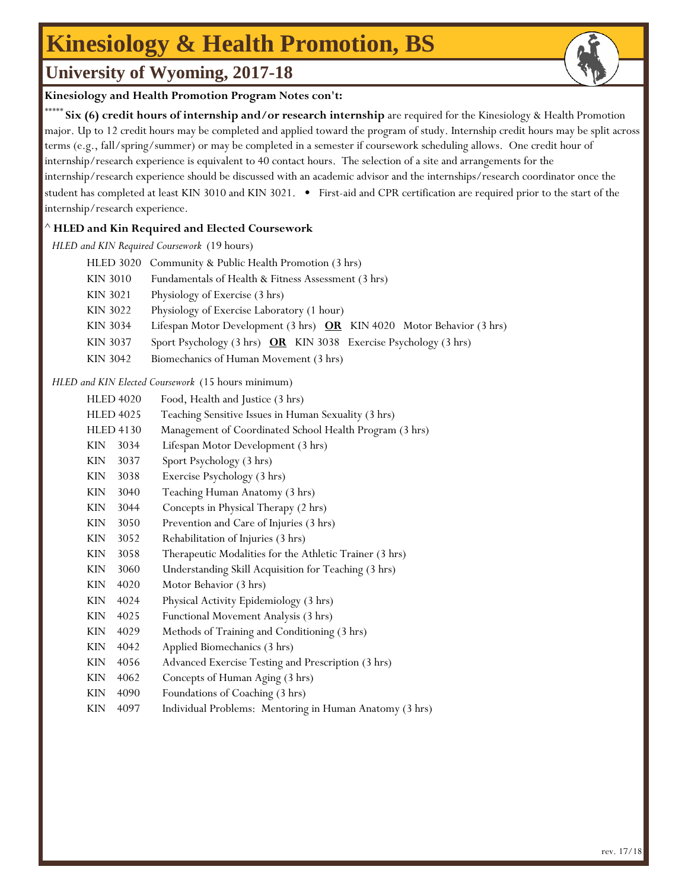# Kinesiology & Health Promotion, BS

## University of Wyoming, 2017-18

**Kinesiology and Health Promotion Program Notes con't:**

***** **Six (6) credit hours of internship and/or research internship** are required for the Kinesiology & Health Promotion major. Up to 12 credit hours may be completed and applied toward the program of study. Internship credit hours may be split across terms (e.g., fall/spring/summer) or may be completed in a semester if coursework scheduling allows. One credit hour of internship/research experience is equivalent to 40 contact hours. The selection of a site and arrangements for the internship/research experience should be discussed with an academic advisor and the internships/research coordinator once the student has completed at least KIN 3010 and KIN 3021. • First-aid and CPR certification are required prior to the start of the internship/research experience.

**^ HLED and Kin Required and Elected Coursework**

*HLED and KIN Required Coursework* (19 hours)

| | |
|---|---|
| HLED 3020 | Community & Public Health Promotion (3 hrs) |
| KIN 3010 | Fundamentals of Health & Fitness Assessment (3 hrs) |
| KIN 3021 | Physiology of Exercise (3 hrs) |
| KIN 3022 | Physiology of Exercise Laboratory (1 hour) |
| KIN 3034 | Lifespan Motor Development (3 hrs) **OR** KIN 4020 Motor Behavior (3 hrs) |
| KIN 3037 | Sport Psychology (3 hrs) **OR** KIN 3038 Exercise Psychology (3 hrs) |
| KIN 3042 | Biomechanics of Human Movement (3 hrs) |

*HLED and KIN Elected Coursework* (15 hours minimum)

| | |
|---|---|
| HLED 4020 | Food, Health and Justice (3 hrs) |
| HLED 4025 | Teaching Sensitive Issues in Human Sexuality (3 hrs) |
| HLED 4130 | Management of Coordinated School Health Program (3 hrs) |
| KIN 3034 | Lifespan Motor Development (3 hrs) |
| KIN 3037 | Sport Psychology (3 hrs) |
| KIN 3038 | Exercise Psychology (3 hrs) |
| KIN 3040 | Teaching Human Anatomy (3 hrs) |
| KIN 3044 | Concepts in Physical Therapy (2 hrs) |
| KIN 3050 | Prevention and Care of Injuries (3 hrs) |
| KIN 3052 | Rehabilitation of Injuries (3 hrs) |
| KIN 3058 | Therapeutic Modalities for the Athletic Trainer (3 hrs) |
| KIN 3060 | Understanding Skill Acquisition for Teaching (3 hrs) |
| KIN 4020 | Motor Behavior (3 hrs) |
| KIN 4024 | Physical Activity Epidemiology (3 hrs) |
| KIN 4025 | Functional Movement Analysis (3 hrs) |
| KIN 4029 | Methods of Training and Conditioning (3 hrs) |
| KIN 4042 | Applied Biomechanics (3 hrs) |
| KIN 4056 | Advanced Exercise Testing and Prescription (3 hrs) |
| KIN 4062 | Concepts of Human Aging (3 hrs) |
| KIN 4090 | Foundations of Coaching (3 hrs) |
| KIN 4097 | Individual Problems: Mentoring in Human Anatomy (3 hrs) |

rev. 17/18